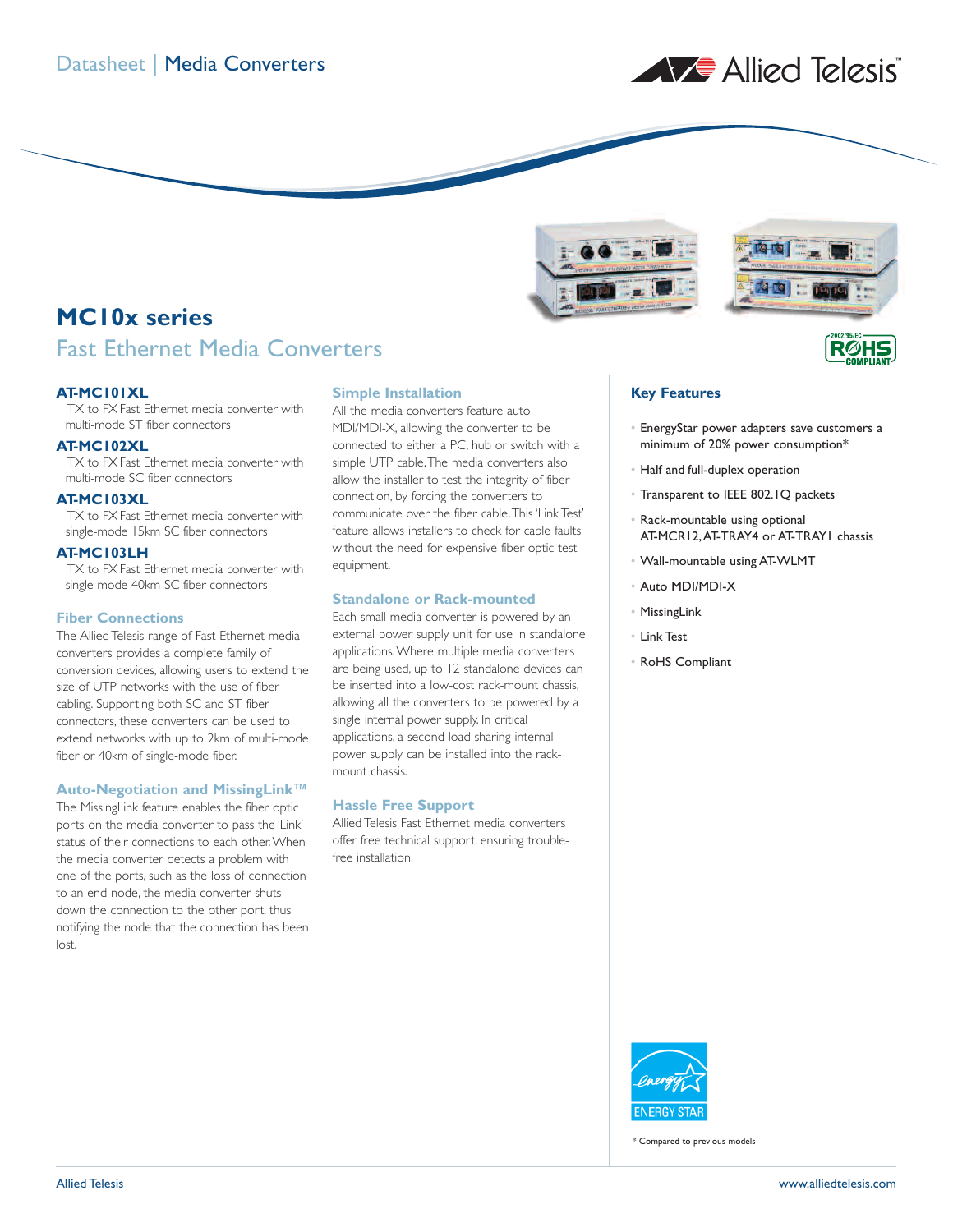Datasheet | Media Converters

# MC10x series

## Fast Ethernet Media Converters

### AT-MC101XL
TX to FX Fast Ethernet media converter with multi-mode ST fiber connectors

### AT-MC102XL
TX to FX Fast Ethernet media converter with multi-mode SC fiber connectors

### AT-MC103XL
TX to FX Fast Ethernet media converter with single-mode 15km SC fiber connectors

### AT-MC103LH
TX to FX Fast Ethernet media converter with single-mode 40km SC fiber connectors

### Fiber Connections
The Allied Telesis range of Fast Ethernet media converters provides a complete family of conversion devices, allowing users to extend the size of UTP networks with the use of fiber cabling. Supporting both SC and ST fiber connectors, these converters can be used to extend networks with up to 2km of multi-mode fiber or 40km of single-mode fiber.

### Auto-Negotiation and MissingLink™
The MissingLink feature enables the fiber optic ports on the media converter to pass the 'Link' status of their connections to each other. When the media converter detects a problem with one of the ports, such as the loss of connection to an end-node, the media converter shuts down the connection to the other port, thus notifying the node that the connection has been lost.

### Simple Installation
All the media converters feature auto MDI/MDI-X, allowing the converter to be connected to either a PC, hub or switch with a simple UTP cable. The media converters also allow the installer to test the integrity of fiber connection, by forcing the converters to communicate over the fiber cable. This 'Link Test' feature allows installers to check for cable faults without the need for expensive fiber optic test equipment.

### Standalone or Rack-mounted
Each small media converter is powered by an external power supply unit for use in standalone applications. Where multiple media converters are being used, up to 12 standalone devices can be inserted into a low-cost rack-mount chassis, allowing all the converters to be powered by a single internal power supply. In critical applications, a second load sharing internal power supply can be installed into the rack-mount chassis.

### Hassle Free Support
Allied Telesis Fast Ethernet media converters offer free technical support, ensuring trouble-free installation.

### Key Features

- EnergyStar power adapters save customers a minimum of 20% power consumption*
- Half and full-duplex operation
- Transparent to IEEE 802.1Q packets
- Rack-mountable using optional AT-MCR12, AT-TRAY4 or AT-TRAY1 chassis
- Wall-mountable using AT-WLMT
- Auto MDI/MDI-X
- MissingLink
- Link Test
- RoHS Compliant

ENERGY STAR

* Compared to previous models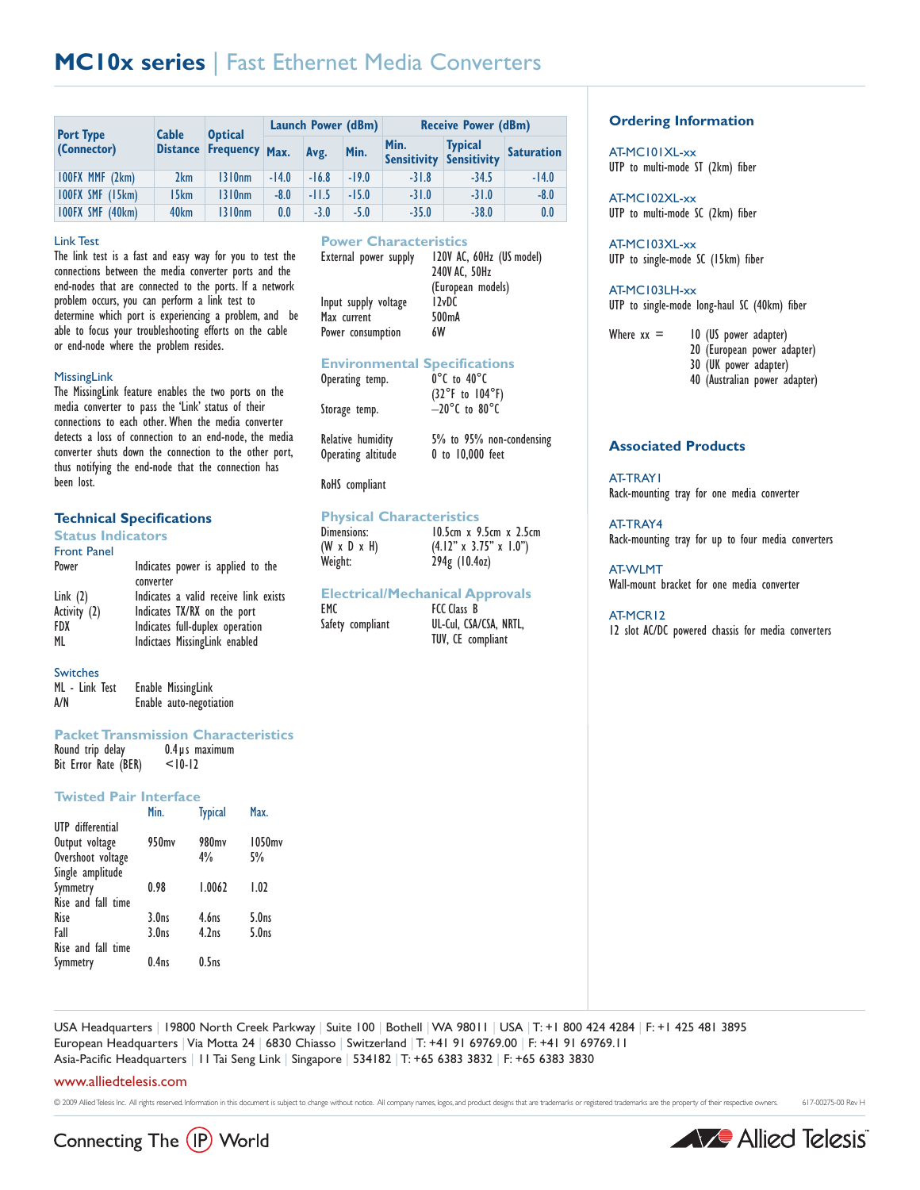# MC10x series | Fast Ethernet Media Converters

| Port Type (Connector) | Cable Distance | Optical Frequency | Launch Power (dBm) | | | Receive Power (dBm) | | |
|---|---|---|---|---|---|---|---|---|
| | | | Max. | Avg. | Min. | Min. Sensitivity | Typical Sensitivity | Saturation |
| 100FX MMF (2km) | 2km | 1310nm | -14.0 | -16.8 | -19.0 | -31.8 | -34.5 | -14.0 |
| 100FX SMF (15km) | 15km | 1310nm | -8.0 | -11.5 | -15.0 | -31.0 | -31.0 | -8.0 |
| 100FX SMF (40km) | 40km | 1310nm | 0.0 | -3.0 | -5.0 | -35.0 | -38.0 | 0.0 |

### Link Test

The link test is a fast and easy way for you to test the connections between the media converter ports and the end-nodes that are connected to the ports. If a network problem occurs, you can perform a link test to determine which port is experiencing a problem, and be able to focus your troubleshooting efforts on the cable or end-node where the problem resides.

### MissingLink

The MissingLink feature enables the two ports on the media converter to pass the 'Link' status of their connections to each other. When the media converter detects a loss of connection to an end-node, the media converter shuts down the connection to the other port, thus notifying the end-node that the connection has been lost.

## Technical Specifications

### Status Indicators

#### Front Panel

| | |
|---|---|
| Power | Indicates power is applied to the converter |
| Link (2) | Indicates a valid receive link exists |
| Activity (2) | Indicates TX/RX on the port |
| FDX | Indicates full-duplex operation |
| ML | Indictaes MissingLink enabled |

#### Switches

| | |
|---|---|
| ML - Link Test | Enable MissingLink |
| A/N | Enable auto-negotiation |

### Packet Transmission Characteristics

| | |
|---|---|
| Round trip delay | 0.4µs maximum |
| Bit Error Rate (BER) | <10-12 |

### Twisted Pair Interface

| | Min. | Typical | Max. |
|---|---|---|---|
| UTP differential | | | |
| Output voltage | 950mv | 980mv | 1050mv |
| Overshoot voltage | | 4% | 5% |
| Single amplitude | | | |
| Symmetry | 0.98 | 1.0062 | 1.02 |
| Rise and fall time | | | |
| Rise | 3.0ns | 4.6ns | 5.0ns |
| Fall | 3.0ns | 4.2ns | 5.0ns |
| Rise and fall time | | | |
| Symmetry | 0.4ns | 0.5ns | |

### Power Characteristics

| | |
|---|---|
| External power supply | 120V AC, 60Hz (US model)<br>240V AC, 50Hz (European models) |
| Input supply voltage | 12vDC |
| Max current | 500mA |
| Power consumption | 6W |

### Environmental Specifications

| | |
|---|---|
| Operating temp. | 0°C to 40°C (32°F to 104°F) |
| Storage temp. | –20°C to 80°C |
| Relative humidity | 5% to 95% non-condensing |
| Operating altitude | 0 to 10,000 feet |

RoHS compliant

### Physical Characteristics

| | |
|---|---|
| Dimensions: (W x D x H) | 10.5cm x 9.5cm x 2.5cm (4.12" x 3.75" x 1.0") |
| Weight: | 294g (10.4oz) |

### Electrical/Mechanical Approvals

| | |
|---|---|
| EMC | FCC Class B |
| Safety compliant | UL-Cul, CSA/CSA, NRTL, TUV, CE compliant |

## Ordering Information

**AT-MC101XL-xx**
UTP to multi-mode ST (2km) fiber

**AT-MC102XL-xx**
UTP to multi-mode SC (2km) fiber

**AT-MC103XL-xx**
UTP to single-mode SC (15km) fiber

**AT-MC103LH-xx**
UTP to single-mode long-haul SC (40km) fiber

Where xx =
10 (US power adapter)
20 (European power adapter)
30 (UK power adapter)
40 (Australian power adapter)

## Associated Products

**AT-TRAY1**
Rack-mounting tray for one media converter

**AT-TRAY4**
Rack-mounting tray for up to four media converters

**AT-WLMT**
Wall-mount bracket for one media converter

**AT-MCR12**
12 slot AC/DC powered chassis for media converters

USA Headquarters | 19800 North Creek Parkway | Suite 100 | Bothell | WA 98011 | USA | T: +1 800 424 4284 | F: +1 425 481 3895
European Headquarters | Via Motta 24 | 6830 Chiasso | Switzerland | T: +41 91 69769.00 | F: +41 91 69769.11
Asia-Pacific Headquarters | 11 Tai Seng Link | Singapore | 534182 | T: +65 6383 3832 | F: +65 6383 3830

www.alliedtelesis.com

© 2009 Allied Telesis Inc. All rights reserved. Information in this document is subject to change without notice. All company names, logos, and product designs that are trademarks or registered trademarks are the property of their respective owners. 617-00275-00 Rev H

Connecting The IP World